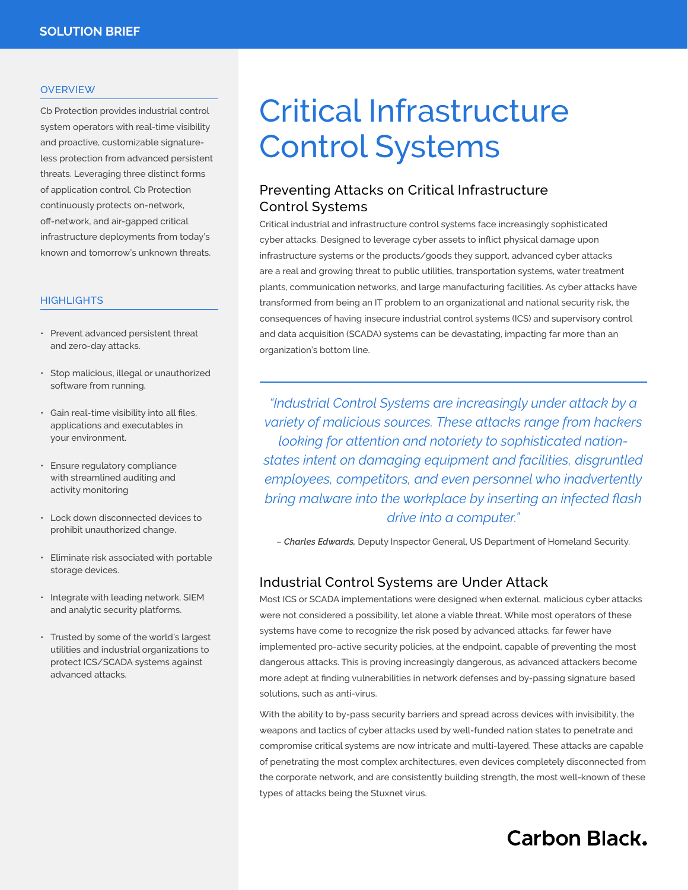SOLUTION BRIEF

# Critical Infrastructure Control Systems

## Preventing Attacks on Critical Infrastructure Control Systems

Critical industrial and infrastructure control systems face increasingly sophisticated cyber attacks. Designed to leverage cyber assets to inflict physical damage upon infrastructure systems or the products/goods they support, advanced cyber attacks are a real and growing threat to public utilities, transportation systems, water treatment plants, communication networks, and large manufacturing facilities. As cyber attacks have transformed from being an IT problem to an organizational and national security risk, the consequences of having insecure industrial control systems (ICS) and supervisory control and data acquisition (SCADA) systems can be devastating, impacting far more than an organization's bottom line.

> *"Industrial Control Systems are increasingly under attack by a variety of malicious sources. These attacks range from hackers looking for attention and notoriety to sophisticated nation-states intent on damaging equipment and facilities, disgruntled employees, competitors, and even personnel who inadvertently bring malware into the workplace by inserting an infected flash drive into a computer."*
>
> – ***Charles Edwards,*** Deputy Inspector General, US Department of Homeland Security.

## Industrial Control Systems are Under Attack

Most ICS or SCADA implementations were designed when external, malicious cyber attacks were not considered a possibility, let alone a viable threat. While most operators of these systems have come to recognize the risk posed by advanced attacks, far fewer have implemented pro-active security policies, at the endpoint, capable of preventing the most dangerous attacks. This is proving increasingly dangerous, as advanced attackers become more adept at finding vulnerabilities in network defenses and by-passing signature based solutions, such as anti-virus.

With the ability to by-pass security barriers and spread across devices with invisibility, the weapons and tactics of cyber attacks used by well-funded nation states to penetrate and compromise critical systems are now intricate and multi-layered. These attacks are capable of penetrating the most complex architectures, even devices completely disconnected from the corporate network, and are consistently building strength, the most well-known of these types of attacks being the Stuxnet virus.

### OVERVIEW

Cb Protection provides industrial control system operators with real-time visibility and proactive, customizable signature-less protection from advanced persistent threats. Leveraging three distinct forms of application control, Cb Protection continuously protects on-network, off-network, and air-gapped critical infrastructure deployments from today's known and tomorrow's unknown threats.

### HIGHLIGHTS

- Prevent advanced persistent threat and zero-day attacks.
- Stop malicious, illegal or unauthorized software from running.
- Gain real-time visibility into all files, applications and executables in your environment.
- Ensure regulatory compliance with streamlined auditing and activity monitoring
- Lock down disconnected devices to prohibit unauthorized change.
- Eliminate risk associated with portable storage devices.
- Integrate with leading network, SIEM and analytic security platforms.
- Trusted by some of the world's largest utilities and industrial organizations to protect ICS/SCADA systems against advanced attacks.

Carbon Black.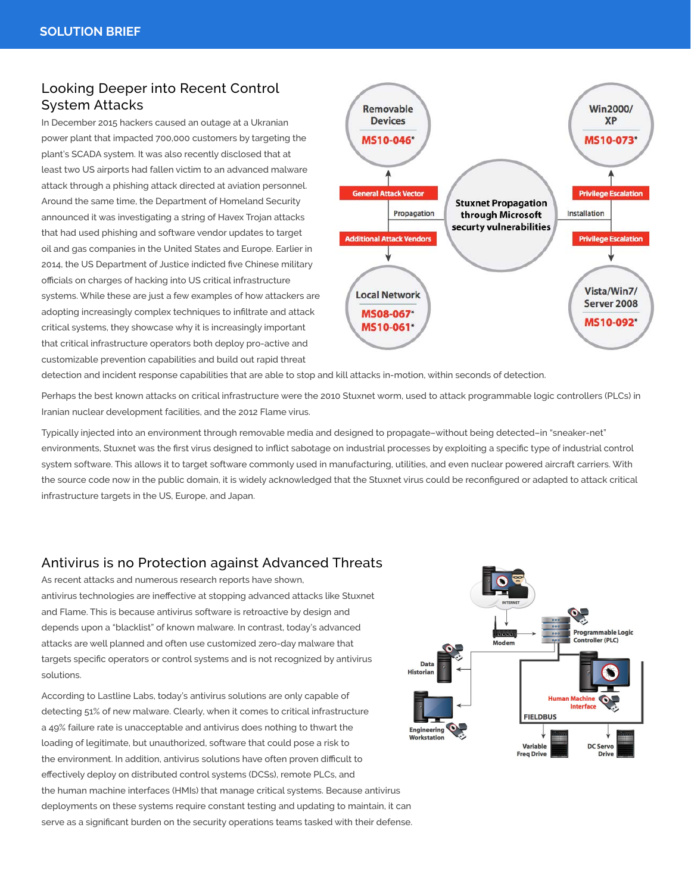## Looking Deeper into Recent Control System Attacks

In December 2015 hackers caused an outage at a Ukranian power plant that impacted 700,000 customers by targeting the plant's SCADA system. It was also recently disclosed that at least two US airports had fallen victim to an advanced malware attack through a phishing attack directed at aviation personnel. Around the same time, the Department of Homeland Security announced it was investigating a string of Havex Trojan attacks that had used phishing and software vendor updates to target oil and gas companies in the United States and Europe. Earlier in 2014, the US Department of Justice indicted five Chinese military officials on charges of hacking into US critical infrastructure systems. While these are just a few examples of how attackers are adopting increasingly complex techniques to infiltrate and attack critical systems, they showcase why it is increasingly important that critical infrastructure operators both deploy pro-active and customizable prevention capabilities and build out rapid threat detection and incident response capabilities that are able to stop and kill attacks in-motion, within seconds of detection.

Perhaps the best known attacks on critical infrastructure were the 2010 Stuxnet worm, used to attack programmable logic controllers (PLCs) in Iranian nuclear development facilities, and the 2012 Flame virus.

Typically injected into an environment through removable media and designed to propagate–without being detected–in "sneaker-net" environments, Stuxnet was the first virus designed to inflict sabotage on industrial processes by exploiting a specific type of industrial control system software. This allows it to target software commonly used in manufacturing, utilities, and even nuclear powered aircraft carriers. With the source code now in the public domain, it is widely acknowledged that the Stuxnet virus could be reconfigured or adapted to attack critical infrastructure targets in the US, Europe, and Japan.

## Antivirus is no Protection against Advanced Threats

As recent attacks and numerous research reports have shown, antivirus technologies are ineffective at stopping advanced attacks like Stuxnet and Flame. This is because antivirus software is retroactive by design and depends upon a "blacklist" of known malware. In contrast, today's advanced attacks are well planned and often use customized zero-day malware that targets specific operators or control systems and is not recognized by antivirus solutions.

According to Lastline Labs, today's antivirus solutions are only capable of detecting 51% of new malware. Clearly, when it comes to critical infrastructure a 49% failure rate is unacceptable and antivirus does nothing to thwart the loading of legitimate, but unauthorized, software that could pose a risk to the environment. In addition, antivirus solutions have often proven difficult to effectively deploy on distributed control systems (DCSs), remote PLCs, and the human machine interfaces (HMIs) that manage critical systems. Because antivirus deployments on these systems require constant testing and updating to maintain, it can serve as a significant burden on the security operations teams tasked with their defense.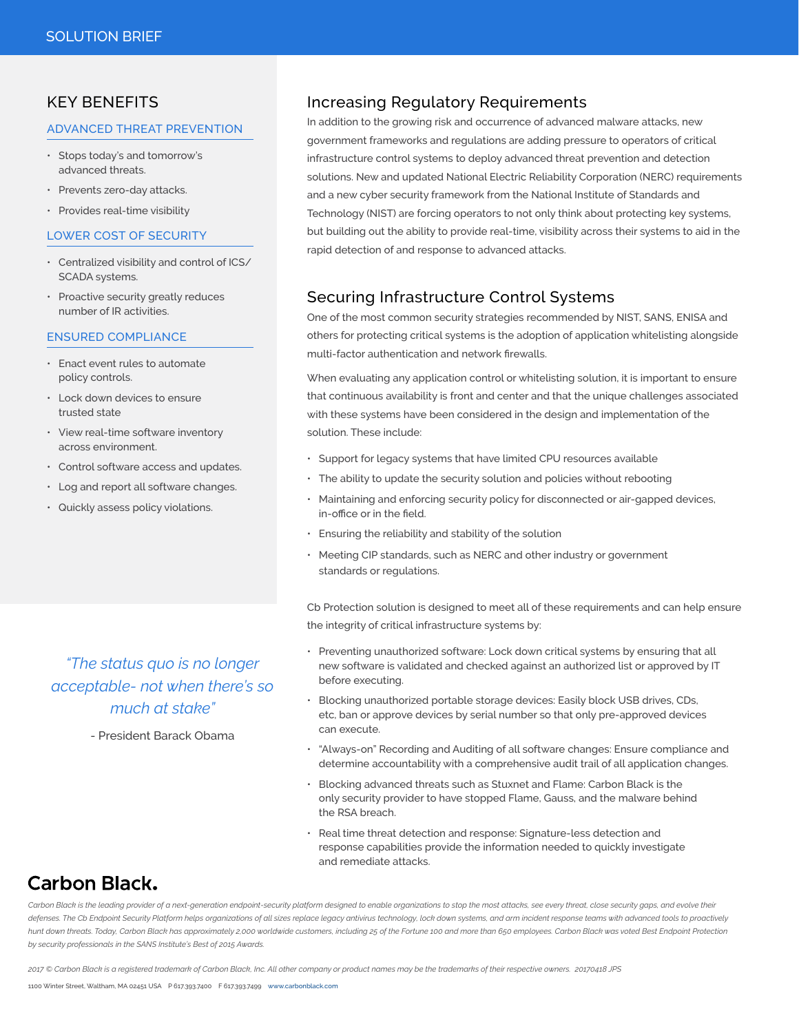SOLUTION BRIEF

## KEY BENEFITS

### ADVANCED THREAT PREVENTION

- Stops today's and tomorrow's advanced threats.
- Prevents zero-day attacks.
- Provides real-time visibility

### LOWER COST OF SECURITY

- Centralized visibility and control of ICS/ SCADA systems.
- Proactive security greatly reduces number of IR activities.

### ENSURED COMPLIANCE

- Enact event rules to automate policy controls.
- Lock down devices to ensure trusted state
- View real-time software inventory across environment.
- Control software access and updates.
- Log and report all software changes.
- Quickly assess policy violations.

*"The status quo is no longer acceptable- not when there's so much at stake"*

- President Barack Obama

## Increasing Regulatory Requirements

In addition to the growing risk and occurrence of advanced malware attacks, new government frameworks and regulations are adding pressure to operators of critical infrastructure control systems to deploy advanced threat prevention and detection solutions. New and updated National Electric Reliability Corporation (NERC) requirements and a new cyber security framework from the National Institute of Standards and Technology (NIST) are forcing operators to not only think about protecting key systems, but building out the ability to provide real-time, visibility across their systems to aid in the rapid detection of and response to advanced attacks.

## Securing Infrastructure Control Systems

One of the most common security strategies recommended by NIST, SANS, ENISA and others for protecting critical systems is the adoption of application whitelisting alongside multi-factor authentication and network firewalls.

When evaluating any application control or whitelisting solution, it is important to ensure that continuous availability is front and center and that the unique challenges associated with these systems have been considered in the design and implementation of the solution. These include:

- Support for legacy systems that have limited CPU resources available
- The ability to update the security solution and policies without rebooting
- Maintaining and enforcing security policy for disconnected or air-gapped devices, in-office or in the field.
- Ensuring the reliability and stability of the solution
- Meeting CIP standards, such as NERC and other industry or government standards or regulations.

Cb Protection solution is designed to meet all of these requirements and can help ensure the integrity of critical infrastructure systems by:

- Preventing unauthorized software: Lock down critical systems by ensuring that all new software is validated and checked against an authorized list or approved by IT before executing.
- Blocking unauthorized portable storage devices: Easily block USB drives, CDs, etc, ban or approve devices by serial number so that only pre-approved devices can execute.
- "Always-on" Recording and Auditing of all software changes: Ensure compliance and determine accountability with a comprehensive audit trail of all application changes.
- Blocking advanced threats such as Stuxnet and Flame: Carbon Black is the only security provider to have stopped Flame, Gauss, and the malware behind the RSA breach.
- Real time threat detection and response: Signature-less detection and response capabilities provide the information needed to quickly investigate and remediate attacks.

**Carbon Black.**

*Carbon Black is the leading provider of a next-generation endpoint-security platform designed to enable organizations to stop the most attacks, see every threat, close security gaps, and evolve their defenses. The Cb Endpoint Security Platform helps organizations of all sizes replace legacy antivirus technology, lock down systems, and arm incident response teams with advanced tools to proactively hunt down threats. Today, Carbon Black has approximately 2,000 worldwide customers, including 25 of the Fortune 100 and more than 650 employees. Carbon Black was voted Best Endpoint Protection by security professionals in the SANS Institute's Best of 2015 Awards.*

*2017 © Carbon Black is a registered trademark of Carbon Black, Inc. All other company or product names may be the trademarks of their respective owners. 20170418 JPS*

1100 Winter Street, Waltham, MA 02451 USA P 617.393.7400 F 617.393.7499 www.carbonblack.com